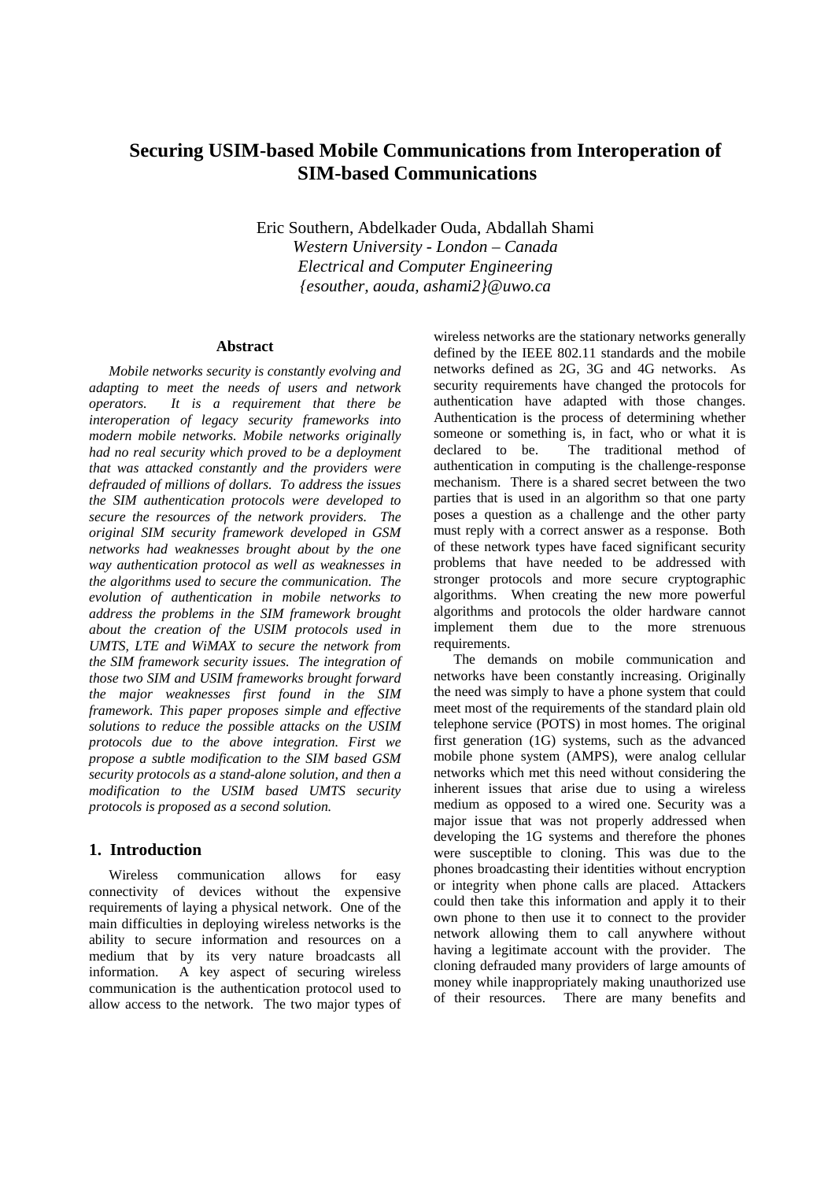# Securing USIM-based Mobile Communications from Interoperation of SIM-based Communications

Eric Southern, Abdelkader Ouda, Abdallah Shami
*Western University - London – Canada*
*Electrical and Computer Engineering*
*{esouther, aouda, ashami2}@uwo.ca*

## Abstract

*Mobile networks security is constantly evolving and adapting to meet the needs of users and network operators. It is a requirement that there be interoperation of legacy security frameworks into modern mobile networks. Mobile networks originally had no real security which proved to be a deployment that was attacked constantly and the providers were defrauded of millions of dollars. To address the issues the SIM authentication protocols were developed to secure the resources of the network providers. The original SIM security framework developed in GSM networks had weaknesses brought about by the one way authentication protocol as well as weaknesses in the algorithms used to secure the communication. The evolution of authentication in mobile networks to address the problems in the SIM framework brought about the creation of the USIM protocols used in UMTS, LTE and WiMAX to secure the network from the SIM framework security issues. The integration of those two SIM and USIM frameworks brought forward the major weaknesses first found in the SIM framework. This paper proposes simple and effective solutions to reduce the possible attacks on the USIM protocols due to the above integration. First we propose a subtle modification to the SIM based GSM security protocols as a stand-alone solution, and then a modification to the USIM based UMTS security protocols is proposed as a second solution.*

## 1. Introduction

Wireless communication allows for easy connectivity of devices without the expensive requirements of laying a physical network. One of the main difficulties in deploying wireless networks is the ability to secure information and resources on a medium that by its very nature broadcasts all information. A key aspect of securing wireless communication is the authentication protocol used to allow access to the network. The two major types of wireless networks are the stationary networks generally defined by the IEEE 802.11 standards and the mobile networks defined as 2G, 3G and 4G networks. As security requirements have changed the protocols for authentication have adapted with those changes. Authentication is the process of determining whether someone or something is, in fact, who or what it is declared to be. The traditional method of authentication in computing is the challenge-response mechanism. There is a shared secret between the two parties that is used in an algorithm so that one party poses a question as a challenge and the other party must reply with a correct answer as a response. Both of these network types have faced significant security problems that have needed to be addressed with stronger protocols and more secure cryptographic algorithms. When creating the new more powerful algorithms and protocols the older hardware cannot implement them due to the more strenuous requirements.

The demands on mobile communication and networks have been constantly increasing. Originally the need was simply to have a phone system that could meet most of the requirements of the standard plain old telephone service (POTS) in most homes. The original first generation (1G) systems, such as the advanced mobile phone system (AMPS), were analog cellular networks which met this need without considering the inherent issues that arise due to using a wireless medium as opposed to a wired one. Security was a major issue that was not properly addressed when developing the 1G systems and therefore the phones were susceptible to cloning. This was due to the phones broadcasting their identities without encryption or integrity when phone calls are placed. Attackers could then take this information and apply it to their own phone to then use it to connect to the provider network allowing them to call anywhere without having a legitimate account with the provider. The cloning defrauded many providers of large amounts of money while inappropriately making unauthorized use of their resources. There are many benefits and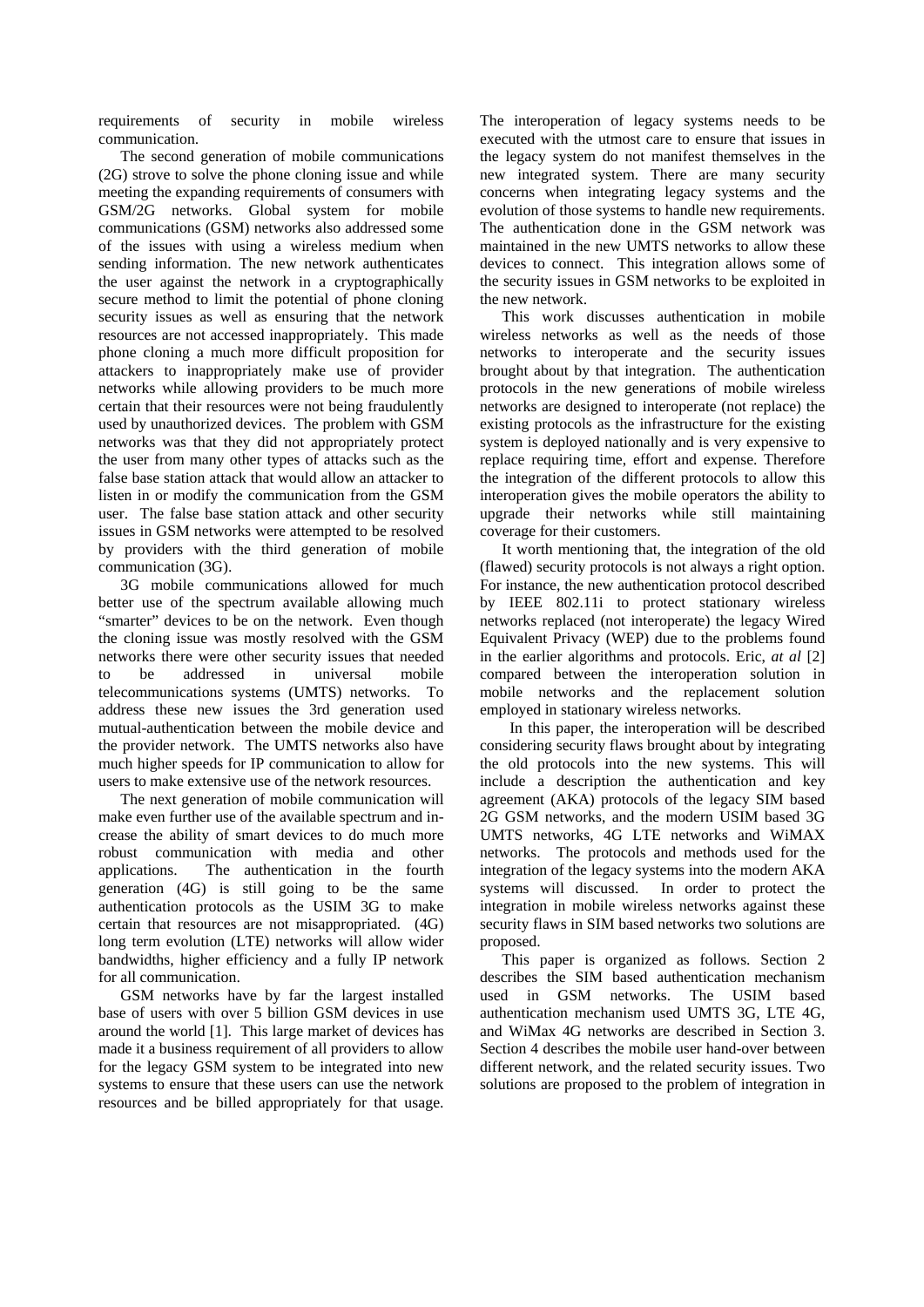requirements of security in mobile wireless communication.

The second generation of mobile communications (2G) strove to solve the phone cloning issue and while meeting the expanding requirements of consumers with GSM/2G networks. Global system for mobile communications (GSM) networks also addressed some of the issues with using a wireless medium when sending information. The new network authenticates the user against the network in a cryptographically secure method to limit the potential of phone cloning security issues as well as ensuring that the network resources are not accessed inappropriately. This made phone cloning a much more difficult proposition for attackers to inappropriately make use of provider networks while allowing providers to be much more certain that their resources were not being fraudulently used by unauthorized devices. The problem with GSM networks was that they did not appropriately protect the user from many other types of attacks such as the false base station attack that would allow an attacker to listen in or modify the communication from the GSM user. The false base station attack and other security issues in GSM networks were attempted to be resolved by providers with the third generation of mobile communication (3G).

3G mobile communications allowed for much better use of the spectrum available allowing much "smarter" devices to be on the network. Even though the cloning issue was mostly resolved with the GSM networks there were other security issues that needed to be addressed in universal mobile telecommunications systems (UMTS) networks. To address these new issues the 3rd generation used mutual-authentication between the mobile device and the provider network. The UMTS networks also have much higher speeds for IP communication to allow for users to make extensive use of the network resources.

The next generation of mobile communication will make even further use of the available spectrum and increase the ability of smart devices to do much more robust communication with media and other applications. The authentication in the fourth generation (4G) is still going to be the same authentication protocols as the USIM 3G to make certain that resources are not misappropriated. (4G) long term evolution (LTE) networks will allow wider bandwidths, higher efficiency and a fully IP network for all communication.

GSM networks have by far the largest installed base of users with over 5 billion GSM devices in use around the world [1]. This large market of devices has made it a business requirement of all providers to allow for the legacy GSM system to be integrated into new systems to ensure that these users can use the network resources and be billed appropriately for that usage. The interoperation of legacy systems needs to be executed with the utmost care to ensure that issues in the legacy system do not manifest themselves in the new integrated system. There are many security concerns when integrating legacy systems and the evolution of those systems to handle new requirements. The authentication done in the GSM network was maintained in the new UMTS networks to allow these devices to connect. This integration allows some of the security issues in GSM networks to be exploited in the new network.

This work discusses authentication in mobile wireless networks as well as the needs of those networks to interoperate and the security issues brought about by that integration. The authentication protocols in the new generations of mobile wireless networks are designed to interoperate (not replace) the existing protocols as the infrastructure for the existing system is deployed nationally and is very expensive to replace requiring time, effort and expense. Therefore the integration of the different protocols to allow this interoperation gives the mobile operators the ability to upgrade their networks while still maintaining coverage for their customers.

It worth mentioning that, the integration of the old (flawed) security protocols is not always a right option. For instance, the new authentication protocol described by IEEE 802.11i to protect stationary wireless networks replaced (not interoperate) the legacy Wired Equivalent Privacy (WEP) due to the problems found in the earlier algorithms and protocols. Eric, *at al* [2] compared between the interoperation solution in mobile networks and the replacement solution employed in stationary wireless networks.

In this paper, the interoperation will be described considering security flaws brought about by integrating the old protocols into the new systems. This will include a description the authentication and key agreement (AKA) protocols of the legacy SIM based 2G GSM networks, and the modern USIM based 3G UMTS networks, 4G LTE networks and WiMAX networks. The protocols and methods used for the integration of the legacy systems into the modern AKA systems will discussed. In order to protect the integration in mobile wireless networks against these security flaws in SIM based networks two solutions are proposed.

This paper is organized as follows. Section 2 describes the SIM based authentication mechanism used in GSM networks. The USIM based authentication mechanism used UMTS 3G, LTE 4G, and WiMax 4G networks are described in Section 3. Section 4 describes the mobile user hand-over between different network, and the related security issues. Two solutions are proposed to the problem of integration in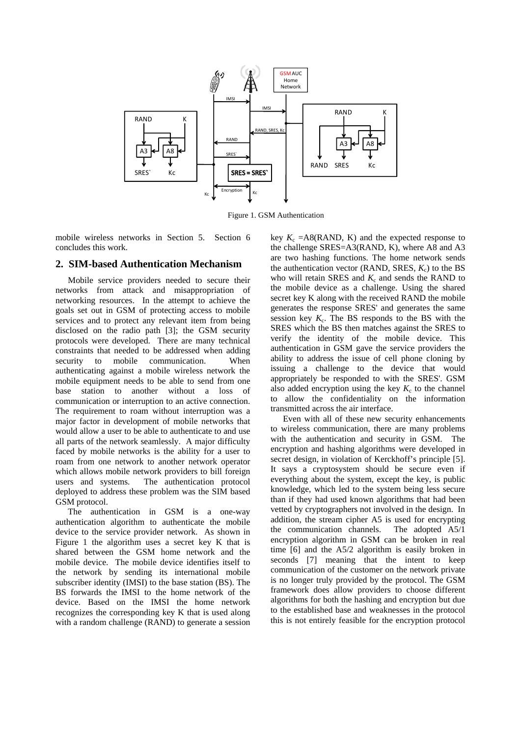GSM AUC
Home
Network

IMSI

IMSI

RAND, SRES, Kc

RAND

SRES`

SRES = SRES`

Encryption

Kc

Kc

RAND K

A3 A8

SRES` Kc

RAND K

A3 A8

RAND SRES Kc

Figure 1. GSM Authentication

mobile wireless networks in Section 5. Section 6 concludes this work.

## 2. SIM-based Authentication Mechanism

Mobile service providers needed to secure their networks from attack and misappropriation of networking resources. In the attempt to achieve the goals set out in GSM of protecting access to mobile services and to protect any relevant item from being disclosed on the radio path [3]; the GSM security protocols were developed. There are many technical constraints that needed to be addressed when adding security to mobile communication. When authenticating against a mobile wireless network the mobile equipment needs to be able to send from one base station to another without a loss of communication or interruption to an active connection. The requirement to roam without interruption was a major factor in development of mobile networks that would allow a user to be able to authenticate to and use all parts of the network seamlessly. A major difficulty faced by mobile networks is the ability for a user to roam from one network to another network operator which allows mobile network providers to bill foreign users and systems. The authentication protocol deployed to address these problem was the SIM based GSM protocol.

The authentication in GSM is a one-way authentication algorithm to authenticate the mobile device to the service provider network. As shown in Figure 1 the algorithm uses a secret key K that is shared between the GSM home network and the mobile device. The mobile device identifies itself to the network by sending its international mobile subscriber identity (IMSI) to the base station (BS). The BS forwards the IMSI to the home network of the device. Based on the IMSI the home network recognizes the corresponding key K that is used along with a random challenge (RAND) to generate a session key $K_c$ =A8(RAND, K) and the expected response to the challenge SRES=A3(RAND, K), where A8 and A3 are two hashing functions. The home network sends the authentication vector (RAND, SRES, $K_c$) to the BS who will retain SRES and $K_c$ and sends the RAND to the mobile device as a challenge. Using the shared secret key K along with the received RAND the mobile generates the response SRES' and generates the same session key $K_c$. The BS responds to the BS with the SRES which the BS then matches against the SRES to verify the identity of the mobile device. This authentication in GSM gave the service providers the ability to address the issue of cell phone cloning by issuing a challenge to the device that would appropriately be responded to with the SRES'. GSM also added encryption using the key $K_c$ to the channel to allow the confidentiality on the information transmitted across the air interface.

Even with all of these new security enhancements to wireless communication, there are many problems with the authentication and security in GSM. The encryption and hashing algorithms were developed in secret design, in violation of Kerckhoff's principle [5]. It says a cryptosystem should be secure even if everything about the system, except the key, is public knowledge, which led to the system being less secure than if they had used known algorithms that had been vetted by cryptographers not involved in the design. In addition, the stream cipher A5 is used for encrypting the communication channels. The adopted A5/1 encryption algorithm in GSM can be broken in real time [6] and the A5/2 algorithm is easily broken in seconds [7] meaning that the intent to keep communication of the customer on the network private is no longer truly provided by the protocol. The GSM framework does allow providers to choose different algorithms for both the hashing and encryption but due to the established base and weaknesses in the protocol this is not entirely feasible for the encryption protocol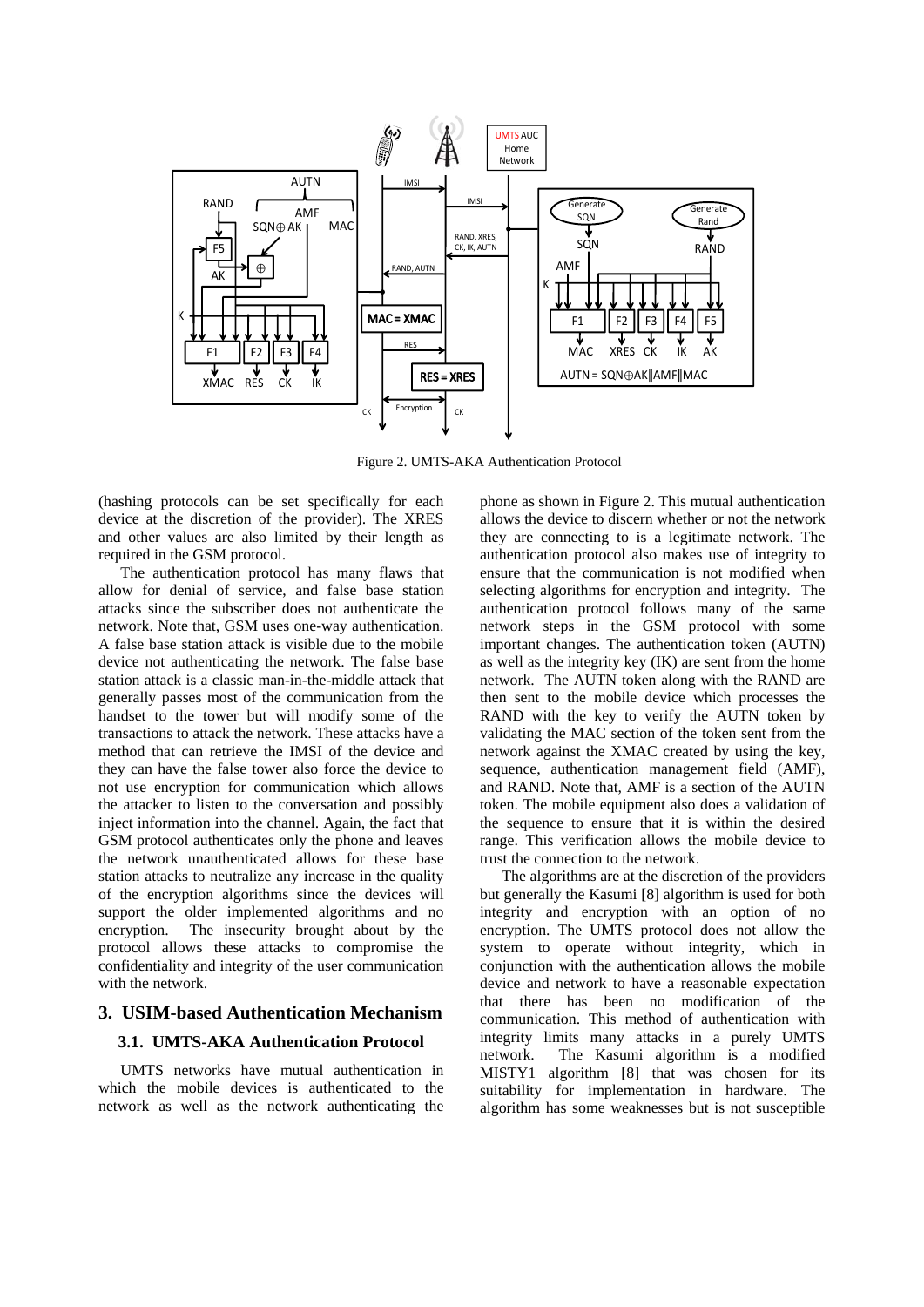Figure 2. UMTS-AKA Authentication Protocol

(hashing protocols can be set specifically for each device at the discretion of the provider). The XRES and other values are also limited by their length as required in the GSM protocol.

The authentication protocol has many flaws that allow for denial of service, and false base station attacks since the subscriber does not authenticate the network. Note that, GSM uses one-way authentication. A false base station attack is visible due to the mobile device not authenticating the network. The false base station attack is a classic man-in-the-middle attack that generally passes most of the communication from the handset to the tower but will modify some of the transactions to attack the network. These attacks have a method that can retrieve the IMSI of the device and they can have the false tower also force the device to not use encryption for communication which allows the attacker to listen to the conversation and possibly inject information into the channel. Again, the fact that GSM protocol authenticates only the phone and leaves the network unauthenticated allows for these base station attacks to neutralize any increase in the quality of the encryption algorithms since the devices will support the older implemented algorithms and no encryption. The insecurity brought about by the protocol allows these attacks to compromise the confidentiality and integrity of the user communication with the network.

## 3. USIM-based Authentication Mechanism

### 3.1. UMTS-AKA Authentication Protocol

UMTS networks have mutual authentication in which the mobile devices is authenticated to the network as well as the network authenticating the phone as shown in Figure 2. This mutual authentication allows the device to discern whether or not the network they are connecting to is a legitimate network. The authentication protocol also makes use of integrity to ensure that the communication is not modified when selecting algorithms for encryption and integrity. The authentication protocol follows many of the same network steps in the GSM protocol with some important changes. The authentication token (AUTN) as well as the integrity key (IK) are sent from the home network. The AUTN token along with the RAND are then sent to the mobile device which processes the RAND with the key to verify the AUTN token by validating the MAC section of the token sent from the network against the XMAC created by using the key, sequence, authentication management field (AMF), and RAND. Note that, AMF is a section of the AUTN token. The mobile equipment also does a validation of the sequence to ensure that it is within the desired range. This verification allows the mobile device to trust the connection to the network.

The algorithms are at the discretion of the providers but generally the Kasumi [8] algorithm is used for both integrity and encryption with an option of no encryption. The UMTS protocol does not allow the system to operate without integrity, which in conjunction with the authentication allows the mobile device and network to have a reasonable expectation that there has been no modification of the communication. This method of authentication with integrity limits many attacks in a purely UMTS network. The Kasumi algorithm is a modified MISTY1 algorithm [8] that was chosen for its suitability for implementation in hardware. The algorithm has some weaknesses but is not susceptible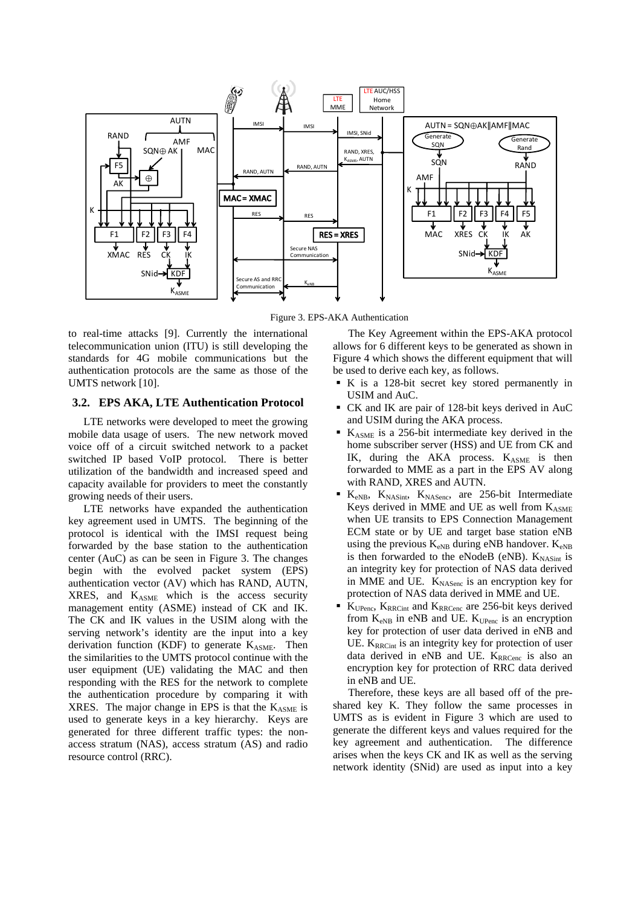Figure 3. EPS-AKA Authentication

to real-time attacks [9]. Currently the international telecommunication union (ITU) is still developing the standards for 4G mobile communications but the authentication protocols are the same as those of the UMTS network [10].

### 3.2. EPS AKA, LTE Authentication Protocol

LTE networks were developed to meet the growing mobile data usage of users. The new network moved voice off of a circuit switched network to a packet switched IP based VoIP protocol. There is better utilization of the bandwidth and increased speed and capacity available for providers to meet the constantly growing needs of their users.

LTE networks have expanded the authentication key agreement used in UMTS. The beginning of the protocol is identical with the IMSI request being forwarded by the base station to the authentication center (AuC) as can be seen in Figure 3. The changes begin with the evolved packet system (EPS) authentication vector (AV) which has RAND, AUTN, XRES, and $K_{ASME}$ which is the access security management entity (ASME) instead of CK and IK. The CK and IK values in the USIM along with the serving network's identity are the input into a key derivation function (KDF) to generate $K_{ASME}$. Then the similarities to the UMTS protocol continue with the user equipment (UE) validating the MAC and then responding with the RES for the network to complete the authentication procedure by comparing it with XRES. The major change in EPS is that the $K_{ASME}$ is used to generate keys in a key hierarchy. Keys are generated for three different traffic types: the non-access stratum (NAS), access stratum (AS) and radio resource control (RRC).

The Key Agreement within the EPS-AKA protocol allows for 6 different keys to be generated as shown in Figure 4 which shows the different equipment that will be used to derive each key, as follows.

- K is a 128-bit secret key stored permanently in USIM and AuC.
- CK and IK are pair of 128-bit keys derived in AuC and USIM during the AKA process.
- $K_{ASME}$ is a 256-bit intermediate key derived in the home subscriber server (HSS) and UE from CK and IK, during the AKA process. $K_{ASME}$ is then forwarded to MME as a part in the EPS AV along with RAND, XRES and AUTN.
- $K_{eNB}$, $K_{NASint}$, $K_{NASenc}$, are 256-bit Intermediate Keys derived in MME and UE as well from $K_{ASME}$ when UE transits to EPS Connection Management ECM state or by UE and target base station eNB using the previous $K_{eNB}$ during eNB handover. $K_{eNB}$ is then forwarded to the eNodeB (eNB). $K_{NASint}$ is an integrity key for protection of NAS data derived in MME and UE. $K_{NASenc}$ is an encryption key for protection of NAS data derived in MME and UE.
- $K_{UPenc}$, $K_{RRCint}$ and $K_{RRCenc}$ are 256-bit keys derived from $K_{eNB}$ in eNB and UE. $K_{UPenc}$ is an encryption key for protection of user data derived in eNB and UE. $K_{RRCint}$ is an integrity key for protection of user data derived in eNB and UE. $K_{RRCenc}$ is also an encryption key for protection of RRC data derived in eNB and UE.

Therefore, these keys are all based off of the pre-shared key K. They follow the same processes in UMTS as is evident in Figure 3 which are used to generate the different keys and values required for the key agreement and authentication. The difference arises when the keys CK and IK as well as the serving network identity (SNid) are used as input into a key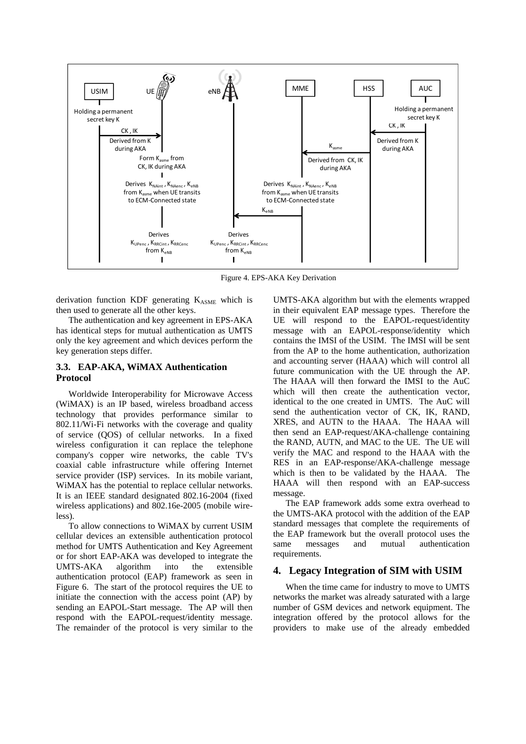Figure 4. EPS-AKA Key Derivation

derivation function KDF generating $K_{ASME}$ which is then used to generate all the other keys.

The authentication and key agreement in EPS-AKA has identical steps for mutual authentication as UMTS only the key agreement and which devices perform the key generation steps differ.

### 3.3. EAP-AKA, WiMAX Authentication Protocol

Worldwide Interoperability for Microwave Access (WiMAX) is an IP based, wireless broadband access technology that provides performance similar to 802.11/Wi-Fi networks with the coverage and quality of service (QOS) of cellular networks. In a fixed wireless configuration it can replace the telephone company's copper wire networks, the cable TV's coaxial cable infrastructure while offering Internet service provider (ISP) services. In its mobile variant, WiMAX has the potential to replace cellular networks. It is an IEEE standard designated 802.16-2004 (fixed wireless applications) and 802.16e-2005 (mobile wireless).

To allow connections to WiMAX by current USIM cellular devices an extensible authentication protocol method for UMTS Authentication and Key Agreement or for short EAP-AKA was developed to integrate the UMTS-AKA algorithm into the extensible authentication protocol (EAP) framework as seen in Figure 6. The start of the protocol requires the UE to initiate the connection with the access point (AP) by sending an EAPOL-Start message. The AP will then respond with the EAPOL-request/identity message. The remainder of the protocol is very similar to the UMTS-AKA algorithm but with the elements wrapped in their equivalent EAP message types. Therefore the UE will respond to the EAPOL-request/identity message with an EAPOL-response/identity which contains the IMSI of the USIM. The IMSI will be sent from the AP to the home authentication, authorization and accounting server (HAAA) which will control all future communication with the UE through the AP. The HAAA will then forward the IMSI to the AuC which will then create the authentication vector, identical to the one created in UMTS. The AuC will send the authentication vector of CK, IK, RAND, XRES, and AUTN to the HAAA. The HAAA will then send an EAP-request/AKA-challenge containing the RAND, AUTN, and MAC to the UE. The UE will verify the MAC and respond to the HAAA with the RES in an EAP-response/AKA-challenge message which is then to be validated by the HAAA. The HAAA will then respond with an EAP-success message.

The EAP framework adds some extra overhead to the UMTS-AKA protocol with the addition of the EAP standard messages that complete the requirements of the EAP framework but the overall protocol uses the same messages and mutual authentication requirements.

## 4. Legacy Integration of SIM with USIM

When the time came for industry to move to UMTS networks the market was already saturated with a large number of GSM devices and network equipment. The integration offered by the protocol allows for the providers to make use of the already embedded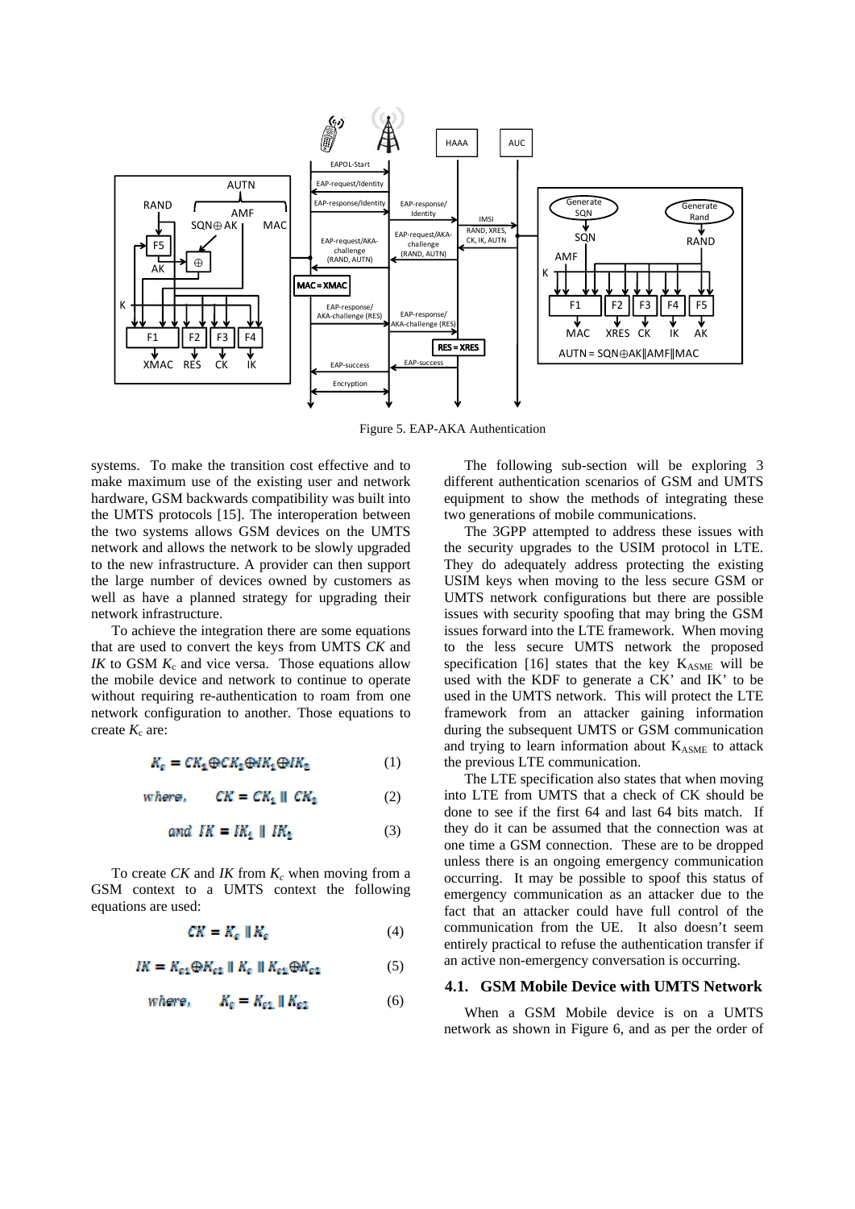Figure 5. EAP-AKA Authentication

systems. To make the transition cost effective and to make maximum use of the existing user and network hardware, GSM backwards compatibility was built into the UMTS protocols [15]. The interoperation between the two systems allows GSM devices on the UMTS network and allows the network to be slowly upgraded to the new infrastructure. A provider can then support the large number of devices owned by customers as well as have a planned strategy for upgrading their network infrastructure.

To achieve the integration there are some equations that are used to convert the keys from UMTS *CK* and *IK* to GSM $K_c$ and vice versa. Those equations allow the mobile device and network to continue to operate without requiring re-authentication to roam from one network configuration to another. Those equations to create $K_c$ are:

$$K_c = CK_1 \oplus CK_2 \oplus IK_1 \oplus IK_2 \quad (1)$$

$$where, \quad CK = CK_1 \parallel CK_2 \quad (2)$$

$$and \ \ IK = IK_1 \parallel IK_2 \quad (3)$$

To create *CK* and *IK* from $K_c$ when moving from a GSM context to a UMTS context the following equations are used:

$$CK = K_c \parallel K_c \quad (4)$$

$$IK = K_{c1} \oplus K_{c2} \parallel K_c \parallel K_{c1} \oplus K_{c2} \quad (5)$$

$$where, \quad K_c = K_{c1} \parallel K_{c2} \quad (6)$$

The following sub-section will be exploring 3 different authentication scenarios of GSM and UMTS equipment to show the methods of integrating these two generations of mobile communications.

The 3GPP attempted to address these issues with the security upgrades to the USIM protocol in LTE. They do adequately address protecting the existing USIM keys when moving to the less secure GSM or UMTS network configurations but there are possible issues with security spoofing that may bring the GSM issues forward into the LTE framework. When moving to the less secure UMTS network the proposed specification [16] states that the key $K_{ASME}$ will be used with the KDF to generate a CK' and IK' to be used in the UMTS network. This will protect the LTE framework from an attacker gaining information during the subsequent UMTS or GSM communication and trying to learn information about $K_{ASME}$ to attack the previous LTE communication.

The LTE specification also states that when moving into LTE from UMTS that a check of CK should be done to see if the first 64 and last 64 bits match. If they do it can be assumed that the connection was at one time a GSM connection. These are to be dropped unless there is an ongoing emergency communication occurring. It may be possible to spoof this status of emergency communication as an attacker due to the fact that an attacker could have full control of the communication from the UE. It also doesn't seem entirely practical to refuse the authentication transfer if an active non-emergency conversation is occurring.

### 4.1. GSM Mobile Device with UMTS Network

When a GSM Mobile device is on a UMTS network as shown in Figure 6, and as per the order of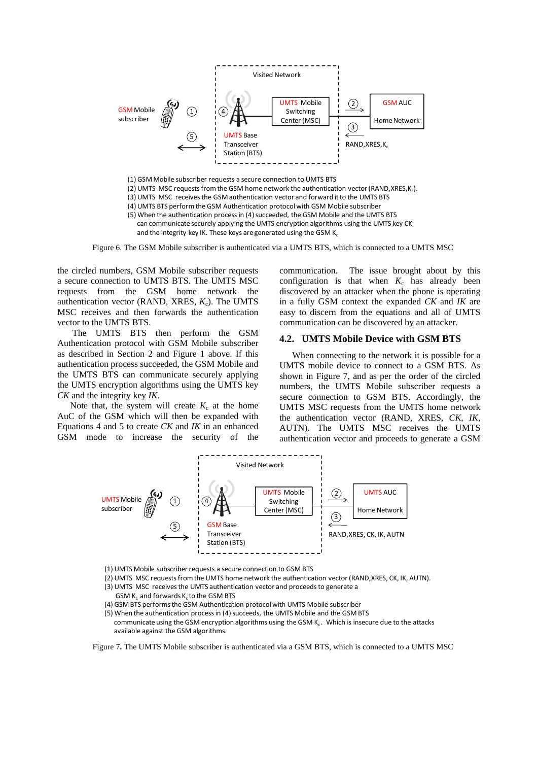Visited Network

GSM Mobile subscriber ① ④ UMTS Mobile Switching Center (MSC) ② GSM AUC Home Network ③ RAND,XRES,$K_c$

⑤ UMTS Base Transceiver Station (BTS)

(1) GSM Mobile subscriber requests a secure connection to UMTS BTS
(2) UMTS MSC requests from the GSM home network the authentication vector (RAND,XRES,$K_c$).
(3) UMTS MSC receives the GSM authentication vector and forward it to the UMTS BTS
(4) UMTS BTS perform the GSM Authentication protocol with GSM Mobile subscriber
(5) When the authentication process in (4) succeeded, the GSM Mobile and the UMTS BTS can communicate securely applying the UMTS encryption algorithms using the UMTS key CK and the integrity key IK. These keys are generated using the GSM $K_c$

Figure 6. The GSM Mobile subscriber is authenticated via a UMTS BTS, which is connected to a UMTS MSC

the circled numbers, GSM Mobile subscriber requests a secure connection to UMTS BTS. The UMTS MSC requests from the GSM home network the authentication vector (RAND, XRES, $K_c$). The UMTS MSC receives and then forwards the authentication vector to the UMTS BTS.

The UMTS BTS then perform the GSM Authentication protocol with GSM Mobile subscriber as described in Section 2 and Figure 1 above. If this authentication process succeeded, the GSM Mobile and the UMTS BTS can communicate securely applying the UMTS encryption algorithms using the UMTS key *CK* and the integrity key *IK*.

Note that, the system will create $K_c$ at the home AuC of the GSM which will then be expanded with Equations 4 and 5 to create *CK* and *IK* in an enhanced GSM mode to increase the security of the communication. The issue brought about by this configuration is that when $K_c$ has already been discovered by an attacker when the phone is operating in a fully GSM context the expanded *CK* and *IK* are easy to discern from the equations and all of UMTS communication can be discovered by an attacker.

## 4.2. UMTS Mobile Device with GSM BTS

When connecting to the network it is possible for a UMTS mobile device to connect to a GSM BTS. As shown in Figure 7, and as per the order of the circled numbers, the UMTS Mobile subscriber requests a secure connection to GSM BTS. Accordingly, the UMTS MSC requests from the UMTS home network the authentication vector (RAND, XRES, *CK*, *IK*, AUTN). The UMTS MSC receives the UMTS authentication vector and proceeds to generate a GSM

Visited Network

UMTS Mobile subscriber ① ④ UMTS Mobile Switching Center (MSC) ② UMTS AUC Home Network ③ RAND,XRES, CK, IK, AUTN

⑤ GSM Base Transceiver Station (BTS)

(1) UMTS Mobile subscriber requests a secure connection to GSM BTS
(2) UMTS MSC requests from the UMTS home network the authentication vector (RAND,XRES, CK, IK, AUTN).
(3) UMTS MSC receives the UMTS authentication vector and proceeds to generate a GSM $K_c$ and forwards $K_c$ to the GSM BTS
(4) GSM BTS performs the GSM Authentication protocol with UMTS Mobile subscriber
(5) When the authentication process in (4) succeeds, the UMTS Mobile and the GSM BTS communicate using the GSM encryption algorithms using the GSM $K_c$. Which is insecure due to the attacks available against the GSM algorithms.

Figure 7. The UMTS Mobile subscriber is authenticated via a GSM BTS, which is connected to a UMTS MSC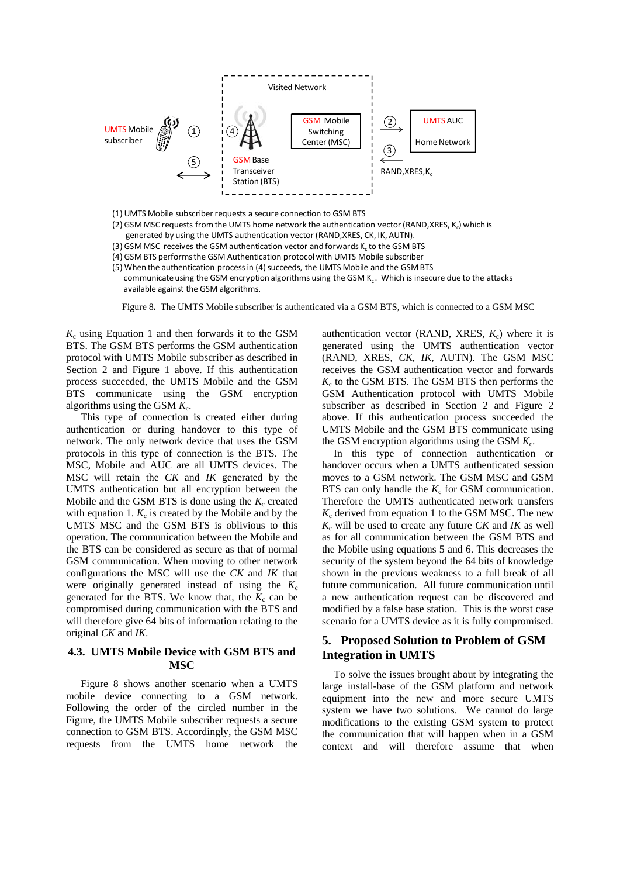Visited Network

UMTS Mobile subscriber ① ④ GSM Mobile Switching Center (MSC) ② UMTS AUC Home Network ③ ⑤ GSM Base Transceiver Station (BTS) RAND,XRES,$K_c$

(1) UMTS Mobile subscriber requests a secure connection to GSM BTS
(2) GSM MSC requests from the UMTS home network the authentication vector (RAND,XRES, $K_c$) which is generated by using the UMTS authentication vector (RAND,XRES, CK, IK, AUTN).
(3) GSM MSC receives the GSM authentication vector and forwards $K_c$ to the GSM BTS
(4) GSM BTS performs the GSM Authentication protocol with UMTS Mobile subscriber
(5) When the authentication process in (4) succeeds, the UMTS Mobile and the GSM BTS communicate using the GSM encryption algorithms using the GSM $K_c$. Which is insecure due to the attacks available against the GSM algorithms.

Figure 8. The UMTS Mobile subscriber is authenticated via a GSM BTS, which is connected to a GSM MSC

$K_c$ using Equation 1 and then forwards it to the GSM BTS. The GSM BTS performs the GSM authentication protocol with UMTS Mobile subscriber as described in Section 2 and Figure 1 above. If this authentication process succeeded, the UMTS Mobile and the GSM BTS communicate using the GSM encryption algorithms using the GSM $K_c$.

This type of connection is created either during authentication or during handover to this type of network. The only network device that uses the GSM protocols in this type of connection is the BTS. The MSC, Mobile and AUC are all UMTS devices. The MSC will retain the *CK* and *IK* generated by the UMTS authentication but all encryption between the Mobile and the GSM BTS is done using the $K_c$ created with equation 1. $K_c$ is created by the Mobile and by the UMTS MSC and the GSM BTS is oblivious to this operation. The communication between the Mobile and the BTS can be considered as secure as that of normal GSM communication. When moving to other network configurations the MSC will use the *CK* and *IK* that were originally generated instead of using the $K_c$ generated for the BTS. We know that, the $K_c$ can be compromised during communication with the BTS and will therefore give 64 bits of information relating to the original *CK* and *IK*.

### 4.3. UMTS Mobile Device with GSM BTS and MSC

Figure 8 shows another scenario when a UMTS mobile device connecting to a GSM network. Following the order of the circled number in the Figure, the UMTS Mobile subscriber requests a secure connection to GSM BTS. Accordingly, the GSM MSC requests from the UMTS home network the authentication vector (RAND, XRES, $K_c$) where it is generated using the UMTS authentication vector (RAND, XRES, *CK*, *IK*, AUTN). The GSM MSC receives the GSM authentication vector and forwards $K_c$ to the GSM BTS. The GSM BTS then performs the GSM Authentication protocol with UMTS Mobile subscriber as described in Section 2 and Figure 2 above. If this authentication process succeeded the UMTS Mobile and the GSM BTS communicate using the GSM encryption algorithms using the GSM $K_c$.

In this type of connection authentication or handover occurs when a UMTS authenticated session moves to a GSM network. The GSM MSC and GSM BTS can only handle the $K_c$ for GSM communication. Therefore the UMTS authenticated network transfers $K_c$ derived from equation 1 to the GSM MSC. The new $K_c$ will be used to create any future *CK* and *IK* as well as for all communication between the GSM BTS and the Mobile using equations 5 and 6. This decreases the security of the system beyond the 64 bits of knowledge shown in the previous weakness to a full break of all future communication. All future communication until a new authentication request can be discovered and modified by a false base station. This is the worst case scenario for a UMTS device as it is fully compromised.

## 5. Proposed Solution to Problem of GSM Integration in UMTS

To solve the issues brought about by integrating the large install-base of the GSM platform and network equipment into the new and more secure UMTS system we have two solutions. We cannot do large modifications to the existing GSM system to protect the communication that will happen when in a GSM context and will therefore assume that when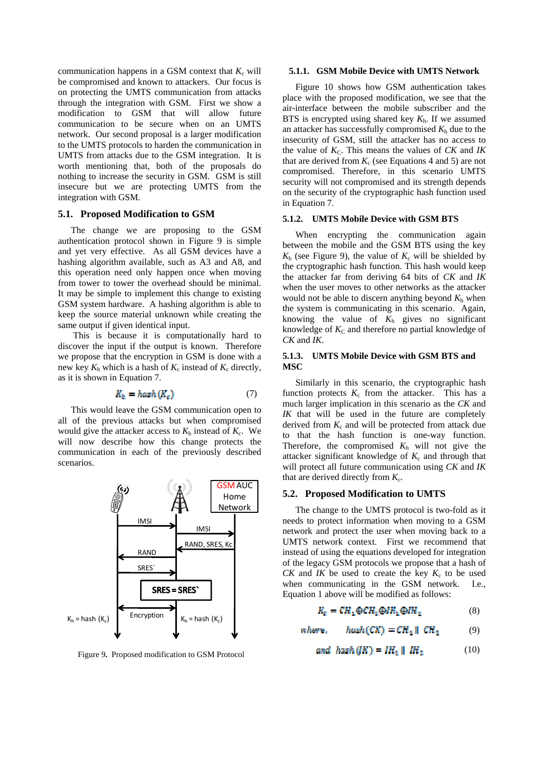communication happens in a GSM context that $K_c$ will be compromised and known to attackers. Our focus is on protecting the UMTS communication from attacks through the integration with GSM. First we show a modification to GSM that will allow future communication to be secure when on an UMTS network. Our second proposal is a larger modification to the UMTS protocols to harden the communication in UMTS from attacks due to the GSM integration. It is worth mentioning that, both of the proposals do nothing to increase the security in GSM. GSM is still insecure but we are protecting UMTS from the integration with GSM.

## 5.1. Proposed Modification to GSM

The change we are proposing to the GSM authentication protocol shown in Figure 9 is simple and yet very effective. As all GSM devices have a hashing algorithm available, such as A3 and A8, and this operation need only happen once when moving from tower to tower the overhead should be minimal. It may be simple to implement this change to existing GSM system hardware. A hashing algorithm is able to keep the source material unknown while creating the same output if given identical input.

This is because it is computationally hard to discover the input if the output is known. Therefore we propose that the encryption in GSM is done with a new key $K_h$ which is a hash of $K_c$ instead of $K_c$ directly, as it is shown in Equation 7.

$$K_h = hash(K_c) \tag{7}$$

This would leave the GSM communication open to all of the previous attacks but when compromised would give the attacker access to $K_h$ instead of $K_c$. We will now describe how this change protects the communication in each of the previously described scenarios.

Figure 9. Proposed modification to GSM Protocol

### 5.1.1. GSM Mobile Device with UMTS Network

Figure 10 shows how GSM authentication takes place with the proposed modification, we see that the air-interface between the mobile subscriber and the BTS is encrypted using shared key $K_h$. If we assumed an attacker has successfully compromised $K_h$ due to the insecurity of GSM, still the attacker has no access to the value of $K_C$. This means the values of $CK$ and $IK$ that are derived from $K_c$ (see Equations 4 and 5) are not compromised. Therefore, in this scenario UMTS security will not compromised and its strength depends on the security of the cryptographic hash function used in Equation 7.

### 5.1.2. UMTS Mobile Device with GSM BTS

When encrypting the communication again between the mobile and the GSM BTS using the key $K_h$ (see Figure 9), the value of $K_c$ will be shielded by the cryptographic hash function. This hash would keep the attacker far from deriving 64 bits of $CK$ and $IK$ when the user moves to other networks as the attacker would not be able to discern anything beyond $K_h$ when the system is communicating in this scenario. Again, knowing the value of $K_h$ gives no significant knowledge of $K_C$ and therefore no partial knowledge of $CK$ and $IK$.

### 5.1.3. UMTS Mobile Device with GSM BTS and MSC

Similarly in this scenario, the cryptographic hash function protects $K_c$ from the attacker. This has a much larger implication in this scenario as the $CK$ and $IK$ that will be used in the future are completely derived from $K_c$ and will be protected from attack due to that the hash function is one-way function. Therefore, the compromised $K_h$ will not give the attacker significant knowledge of $K_c$ and through that will protect all future communication using $CK$ and $IK$ that are derived directly from $K_c$.

## 5.2. Proposed Modification to UMTS

The change to the UMTS protocol is two-fold as it needs to protect information when moving to a GSM network and protect the user when moving back to a UMTS network context. First we recommend that instead of using the equations developed for integration of the legacy GSM protocols we propose that a hash of $CK$ and $IK$ be used to create the key $K_c$ to be used when communicating in the GSM network. I.e., Equation 1 above will be modified as follows:

$$K_c = CH_1 \oplus CH_2 \oplus IH_1 \oplus IH_2 \tag{8}$$

$$where, \quad hash(CK) = CH_1 \parallel CH_2 \tag{9}$$

$$and \quad hash(IK) = IH_1 \parallel IH_2 \tag{10}$$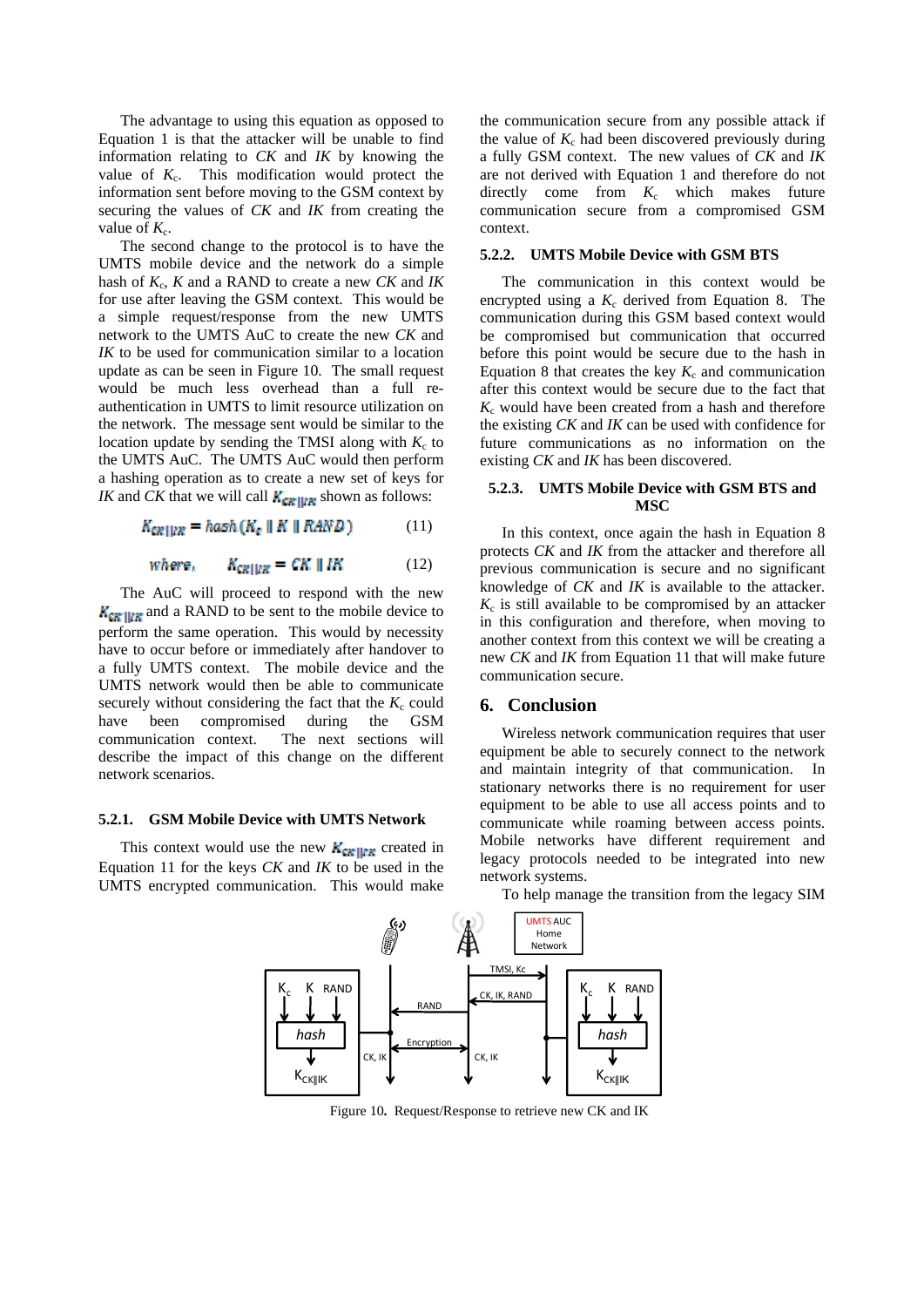The advantage to using this equation as opposed to Equation 1 is that the attacker will be unable to find information relating to *CK* and *IK* by knowing the value of $K_c$. This modification would protect the information sent before moving to the GSM context by securing the values of *CK* and *IK* from creating the value of $K_c$.

The second change to the protocol is to have the UMTS mobile device and the network do a simple hash of $K_c$, *K* and a RAND to create a new *CK* and *IK* for use after leaving the GSM context. This would be a simple request/response from the new UMTS network to the UMTS AuC to create the new *CK* and *IK* to be used for communication similar to a location update as can be seen in Figure 10. The small request would be much less overhead than a full re-authentication in UMTS to limit resource utilization on the network. The message sent would be similar to the location update by sending the TMSI along with $K_c$ to the UMTS AuC. The UMTS AuC would then perform a hashing operation as to create a new set of keys for *IK* and *CK* that we will call $K_{CK\|IK}$ shown as follows:

$$K_{CK\|IK} = hash(K_c \parallel K \parallel RAND) \qquad (11)$$

$$where, \quad K_{CK\|IK} = CK \parallel IK \qquad (12)$$

The AuC will proceed to respond with the new $K_{CK\|IK}$ and a RAND to be sent to the mobile device to perform the same operation. This would by necessity have to occur before or immediately after handover to a fully UMTS context. The mobile device and the UMTS network would then be able to communicate securely without considering the fact that the $K_c$ could have been compromised during the GSM communication context. The next sections will describe the impact of this change on the different network scenarios.

### 5.2.1. GSM Mobile Device with UMTS Network

This context would use the new $K_{CK\|IK}$ created in Equation 11 for the keys *CK* and *IK* to be used in the UMTS encrypted communication. This would make the communication secure from any possible attack if the value of $K_c$ had been discovered previously during a fully GSM context. The new values of *CK* and *IK* are not derived with Equation 1 and therefore do not directly come from $K_c$ which makes future communication secure from a compromised GSM context.

### 5.2.2. UMTS Mobile Device with GSM BTS

The communication in this context would be encrypted using a $K_c$ derived from Equation 8. The communication during this GSM based context would be compromised but communication that occurred before this point would be secure due to the hash in Equation 8 that creates the key $K_c$ and communication after this context would be secure due to the fact that $K_c$ would have been created from a hash and therefore the existing *CK* and *IK* can be used with confidence for future communications as no information on the existing *CK* and *IK* has been discovered.

### 5.2.3. UMTS Mobile Device with GSM BTS and MSC

In this context, once again the hash in Equation 8 protects *CK* and *IK* from the attacker and therefore all previous communication is secure and no significant knowledge of *CK* and *IK* is available to the attacker. $K_c$ is still available to be compromised by an attacker in this configuration and therefore, when moving to another context from this context we will be creating a new *CK* and *IK* from Equation 11 that will make future communication secure.

## 6. Conclusion

Wireless network communication requires that user equipment be able to securely connect to the network and maintain integrity of that communication. In stationary networks there is no requirement for user equipment to be able to use all access points and to communicate while roaming between access points. Mobile networks have different requirement and legacy protocols needed to be integrated into new network systems.

To help manage the transition from the legacy SIM

Figure 10. Request/Response to retrieve new CK and IK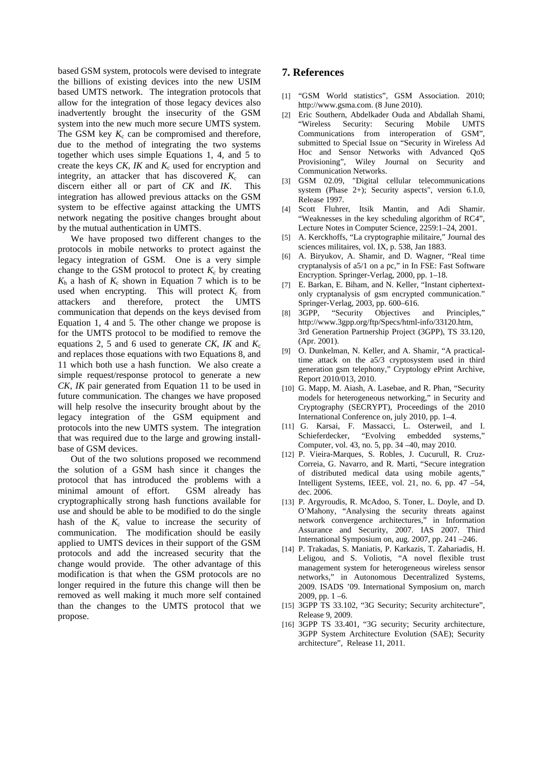based GSM system, protocols were devised to integrate the billions of existing devices into the new USIM based UMTS network. The integration protocols that allow for the integration of those legacy devices also inadvertently brought the insecurity of the GSM system into the new much more secure UMTS system. The GSM key $K_c$ can be compromised and therefore, due to the method of integrating the two systems together which uses simple Equations 1, 4, and 5 to create the keys $CK$, $IK$ and $K_c$ used for encryption and integrity, an attacker that has discovered $K_c$ can discern either all or part of $CK$ and $IK$. This integration has allowed previous attacks on the GSM system to be effective against attacking the UMTS network negating the positive changes brought about by the mutual authentication in UMTS.

We have proposed two different changes to the protocols in mobile networks to protect against the legacy integration of GSM. One is a very simple change to the GSM protocol to protect $K_c$ by creating $K_h$ a hash of $K_c$ shown in Equation 7 which is to be used when encrypting. This will protect $K_c$ from attackers and therefore, protect the UMTS communication that depends on the keys devised from Equation 1, 4 and 5. The other change we propose is for the UMTS protocol to be modified to remove the equations 2, 5 and 6 used to generate $CK$, $IK$ and $K_c$ and replaces those equations with two Equations 8, and 11 which both use a hash function. We also create a simple request/response protocol to generate a new $CK$, $IK$ pair generated from Equation 11 to be used in future communication. The changes we have proposed will help resolve the insecurity brought about by the legacy integration of the GSM equipment and protocols into the new UMTS system. The integration that was required due to the large and growing install-base of GSM devices.

Out of the two solutions proposed we recommend the solution of a GSM hash since it changes the protocol that has introduced the problems with a minimal amount of effort. GSM already has cryptographically strong hash functions available for use and should be able to be modified to do the single hash of the $K_c$ value to increase the security of communication. The modification should be easily applied to UMTS devices in their support of the GSM protocols and add the increased security that the change would provide. The other advantage of this modification is that when the GSM protocols are no longer required in the future this change will then be removed as well making it much more self contained than the changes to the UMTS protocol that we propose.

## 7. References

[1] "GSM World statistics", GSM Association. 2010; http://www.gsma.com. (8 June 2010).

[2] Eric Southern, Abdelkader Ouda and Abdallah Shami, "Wireless Security: Securing Mobile UMTS Communications from interoperation of GSM", submitted to Special Issue on "Security in Wireless Ad Hoc and Sensor Networks with Advanced QoS Provisioning", Wiley Journal on Security and Communication Networks.

[3] GSM 02.09, "Digital cellular telecommunications system (Phase 2+); Security aspects", version 6.1.0, Release 1997.

[4] Scott Fluhrer, Itsik Mantin, and Adi Shamir. "Weaknesses in the key scheduling algorithm of RC4", Lecture Notes in Computer Science, 2259:1–24, 2001.

[5] A. Kerckhoffs, "La cryptographie militaire," Journal des sciences militaires, vol. IX, p. 538, Jan 1883.

[6] A. Biryukov, A. Shamir, and D. Wagner, "Real time cryptanalysis of a5/1 on a pc," in FSE: Fast Software Encryption. Springer-Verlag, 2000, pp. 1–18.

[7] E. Barkan, E. Biham, and N. Keller, "Instant ciphertext-only cryptanalysis of gsm encrypted communication." Springer-Verlag, 2003, pp. 600–616.

[8] 3GPP, "Security Objectives and Principles," http://www.3gpp.org/ftp/Specs/html-info/33120.htm, 3rd Generation Partnership Project (3GPP), TS 33.120, (Apr. 2001).

[9] O. Dunkelman, N. Keller, and A. Shamir, "A practical-time attack on the a5/3 cryptosystem used in third generation gsm telephony," Cryptology ePrint Archive, Report 2010/013, 2010.

[10] G. Mapp, M. Aiash, A. Lasebae, and R. Phan, "Security models for heterogeneous networking," in Security and Cryptography (SECRYPT), Proceedings of the 2010 International Conference on, july 2010, pp. 1–4.

[11] G. Karsai, F. Massacci, L. Osterweil, and I. Schieferdecker, "Evolving embedded systems," Computer, vol. 43, no. 5, pp. 34 –40, may 2010.

[12] P. Vieira-Marques, S. Robles, J. Cucurull, R. Cruz-Correia, G. Navarro, and R. Marti, "Secure integration of distributed medical data using mobile agents," Intelligent Systems, IEEE, vol. 21, no. 6, pp. 47 –54, dec. 2006.

[13] P. Argyroudis, R. McAdoo, S. Toner, L. Doyle, and D. O'Mahony, "Analysing the security threats against network convergence architectures," in Information Assurance and Security, 2007. IAS 2007. Third International Symposium on, aug. 2007, pp. 241 –246.

[14] P. Trakadas, S. Maniatis, P. Karkazis, T. Zahariadis, H. Leligou, and S. Voliotis, "A novel flexible trust management system for heterogeneous wireless sensor networks," in Autonomous Decentralized Systems, 2009. ISADS '09. International Symposium on, march 2009, pp. 1 –6.

[15] 3GPP TS 33.102, "3G Security; Security architecture", Release 9, 2009.

[16] 3GPP TS 33.401, "3G security; Security architecture, 3GPP System Architecture Evolution (SAE); Security architecture", Release 11, 2011.